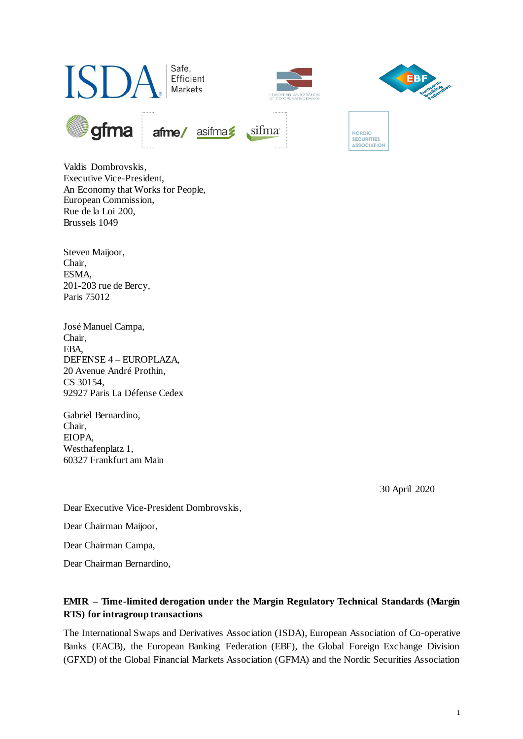Valdis Dombrovskis,
Executive Vice-President,
An Economy that Works for People,
European Commission,
Rue de la Loi 200,
Brussels 1049

Steven Maijoor,
Chair,
ESMA,
201-203 rue de Bercy,
Paris 75012

José Manuel Campa,
Chair,
EBA,
DEFENSE 4 – EUROPLAZA,
20 Avenue André Prothin,
CS 30154,
92927 Paris La Défense Cedex

Gabriel Bernardino,
Chair,
EIOPA,
Westhafenplatz 1,
60327 Frankfurt am Main

30 April 2020

Dear Executive Vice-President Dombrovskis,

Dear Chairman Maijoor,

Dear Chairman Campa,

Dear Chairman Bernardino,

**EMIR – Time-limited derogation under the Margin Regulatory Technical Standards (Margin RTS) for intragroup transactions**

The International Swaps and Derivatives Association (ISDA), European Association of Co-operative Banks (EACB), the European Banking Federation (EBF), the Global Foreign Exchange Division (GFXD) of the Global Financial Markets Association (GFMA) and the Nordic Securities Association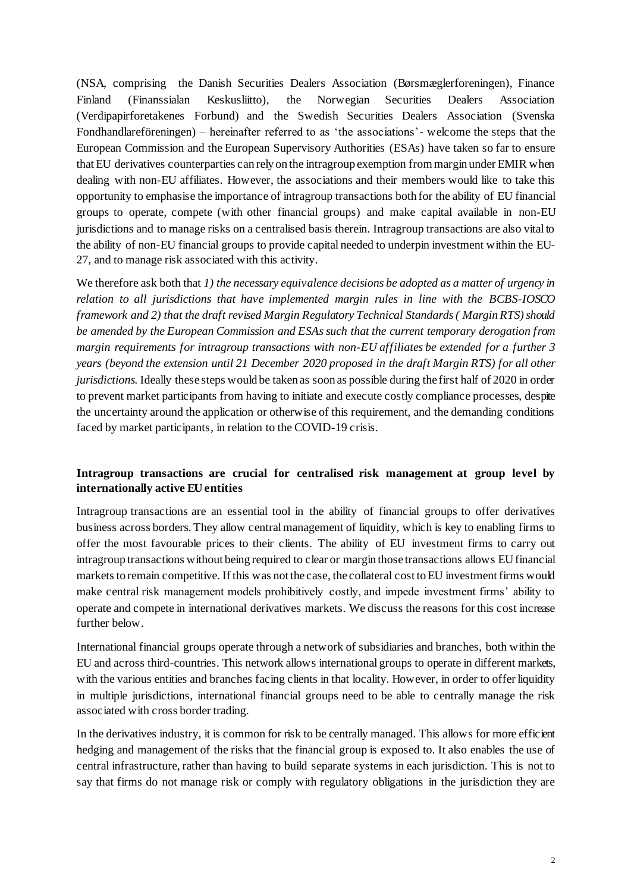(NSA, comprising the Danish Securities Dealers Association (Børsmæglerforeningen), Finance Finland (Finanssialan Keskusliitto), the Norwegian Securities Dealers Association (Verdipapirforetakenes Forbund) and the Swedish Securities Dealers Association (Svenska Fondhandlareföreningen) – hereinafter referred to as 'the associations'- welcome the steps that the European Commission and the European Supervisory Authorities (ESAs) have taken so far to ensure that EU derivatives counterparties can rely on the intragroup exemption from margin under EMIR when dealing with non-EU affiliates. However, the associations and their members would like to take this opportunity to emphasise the importance of intragroup transactions both for the ability of EU financial groups to operate, compete (with other financial groups) and make capital available in non-EU jurisdictions and to manage risks on a centralised basis therein. Intragroup transactions are also vital to the ability of non-EU financial groups to provide capital needed to underpin investment within the EU-27, and to manage risk associated with this activity.

We therefore ask both that *1) the necessary equivalence decisions be adopted as a matter of urgency in relation to all jurisdictions that have implemented margin rules in line with the BCBS-IOSCO framework and 2) that the draft revised Margin Regulatory Technical Standards ( Margin RTS) should be amended by the European Commission and ESAs such that the current temporary derogation from margin requirements for intragroup transactions with non-EU affiliates be extended for a further 3 years (beyond the extension until 21 December 2020 proposed in the draft Margin RTS) for all other jurisdictions.* Ideally these steps would be taken as soon as possible during the first half of 2020 in order to prevent market participants from having to initiate and execute costly compliance processes, despite the uncertainty around the application or otherwise of this requirement, and the demanding conditions faced by market participants, in relation to the COVID-19 crisis.

**Intragroup transactions are crucial for centralised risk management at group level by internationally active EU entities**

Intragroup transactions are an essential tool in the ability of financial groups to offer derivatives business across borders. They allow central management of liquidity, which is key to enabling firms to offer the most favourable prices to their clients. The ability of EU investment firms to carry out intragroup transactions without being required to clear or margin those transactions allows EU financial markets to remain competitive. If this was not the case, the collateral cost to EU investment firms would make central risk management models prohibitively costly, and impede investment firms' ability to operate and compete in international derivatives markets. We discuss the reasons for this cost increase further below.

International financial groups operate through a network of subsidiaries and branches, both within the EU and across third-countries. This network allows international groups to operate in different markets, with the various entities and branches facing clients in that locality. However, in order to offer liquidity in multiple jurisdictions, international financial groups need to be able to centrally manage the risk associated with cross border trading.

In the derivatives industry, it is common for risk to be centrally managed. This allows for more efficient hedging and management of the risks that the financial group is exposed to. It also enables the use of central infrastructure, rather than having to build separate systems in each jurisdiction. This is not to say that firms do not manage risk or comply with regulatory obligations in the jurisdiction they are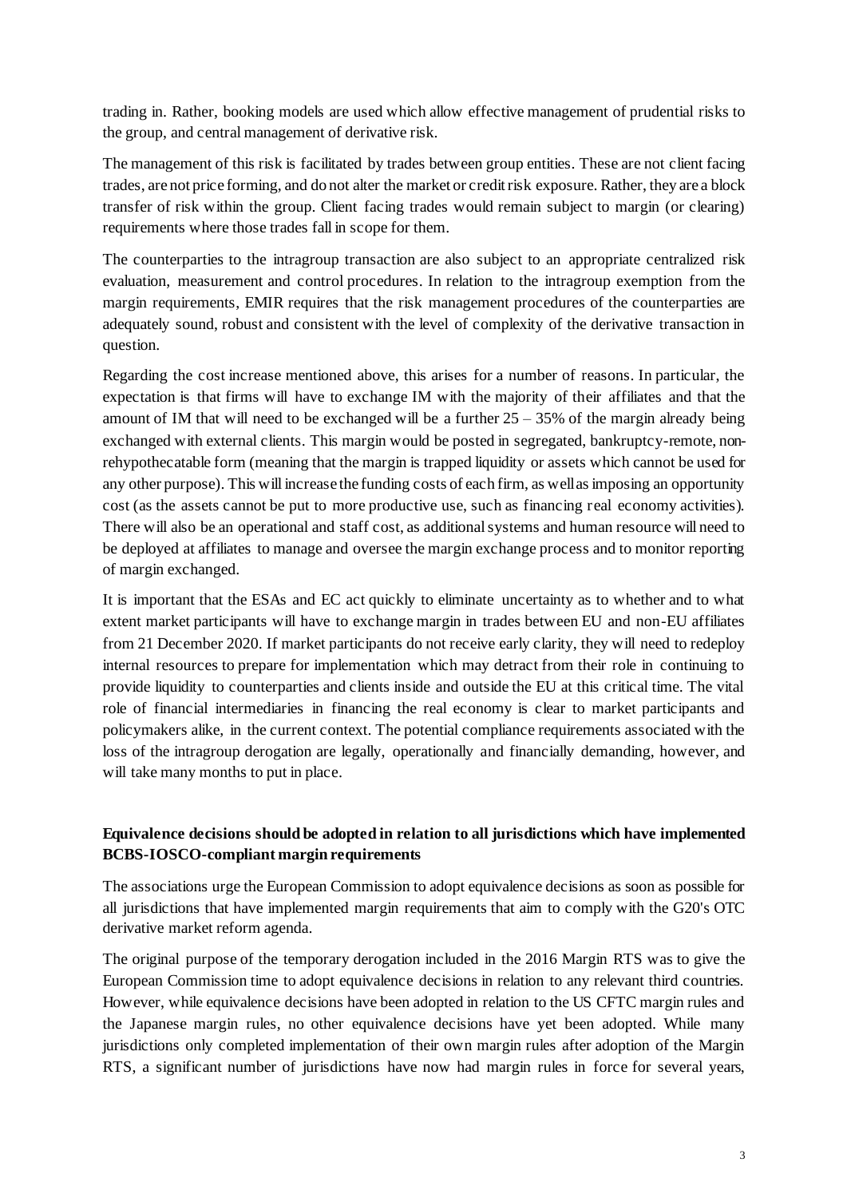trading in. Rather, booking models are used which allow effective management of prudential risks to the group, and central management of derivative risk.

The management of this risk is facilitated by trades between group entities. These are not client facing trades, are not price forming, and do not alter the market or credit risk exposure. Rather, they are a block transfer of risk within the group. Client facing trades would remain subject to margin (or clearing) requirements where those trades fall in scope for them.

The counterparties to the intragroup transaction are also subject to an appropriate centralized risk evaluation, measurement and control procedures. In relation to the intragroup exemption from the margin requirements, EMIR requires that the risk management procedures of the counterparties are adequately sound, robust and consistent with the level of complexity of the derivative transaction in question.

Regarding the cost increase mentioned above, this arises for a number of reasons. In particular, the expectation is that firms will have to exchange IM with the majority of their affiliates and that the amount of IM that will need to be exchanged will be a further 25 – 35% of the margin already being exchanged with external clients. This margin would be posted in segregated, bankruptcy-remote, non-rehypothecatable form (meaning that the margin is trapped liquidity or assets which cannot be used for any other purpose). This will increase the funding costs of each firm, as well as imposing an opportunity cost (as the assets cannot be put to more productive use, such as financing real economy activities). There will also be an operational and staff cost, as additional systems and human resource will need to be deployed at affiliates to manage and oversee the margin exchange process and to monitor reporting of margin exchanged.

It is important that the ESAs and EC act quickly to eliminate uncertainty as to whether and to what extent market participants will have to exchange margin in trades between EU and non-EU affiliates from 21 December 2020. If market participants do not receive early clarity, they will need to redeploy internal resources to prepare for implementation which may detract from their role in continuing to provide liquidity to counterparties and clients inside and outside the EU at this critical time. The vital role of financial intermediaries in financing the real economy is clear to market participants and policymakers alike, in the current context. The potential compliance requirements associated with the loss of the intragroup derogation are legally, operationally and financially demanding, however, and will take many months to put in place.

**Equivalence decisions should be adopted in relation to all jurisdictions which have implemented BCBS-IOSCO-compliant margin requirements**

The associations urge the European Commission to adopt equivalence decisions as soon as possible for all jurisdictions that have implemented margin requirements that aim to comply with the G20's OTC derivative market reform agenda.

The original purpose of the temporary derogation included in the 2016 Margin RTS was to give the European Commission time to adopt equivalence decisions in relation to any relevant third countries. However, while equivalence decisions have been adopted in relation to the US CFTC margin rules and the Japanese margin rules, no other equivalence decisions have yet been adopted. While many jurisdictions only completed implementation of their own margin rules after adoption of the Margin RTS, a significant number of jurisdictions have now had margin rules in force for several years,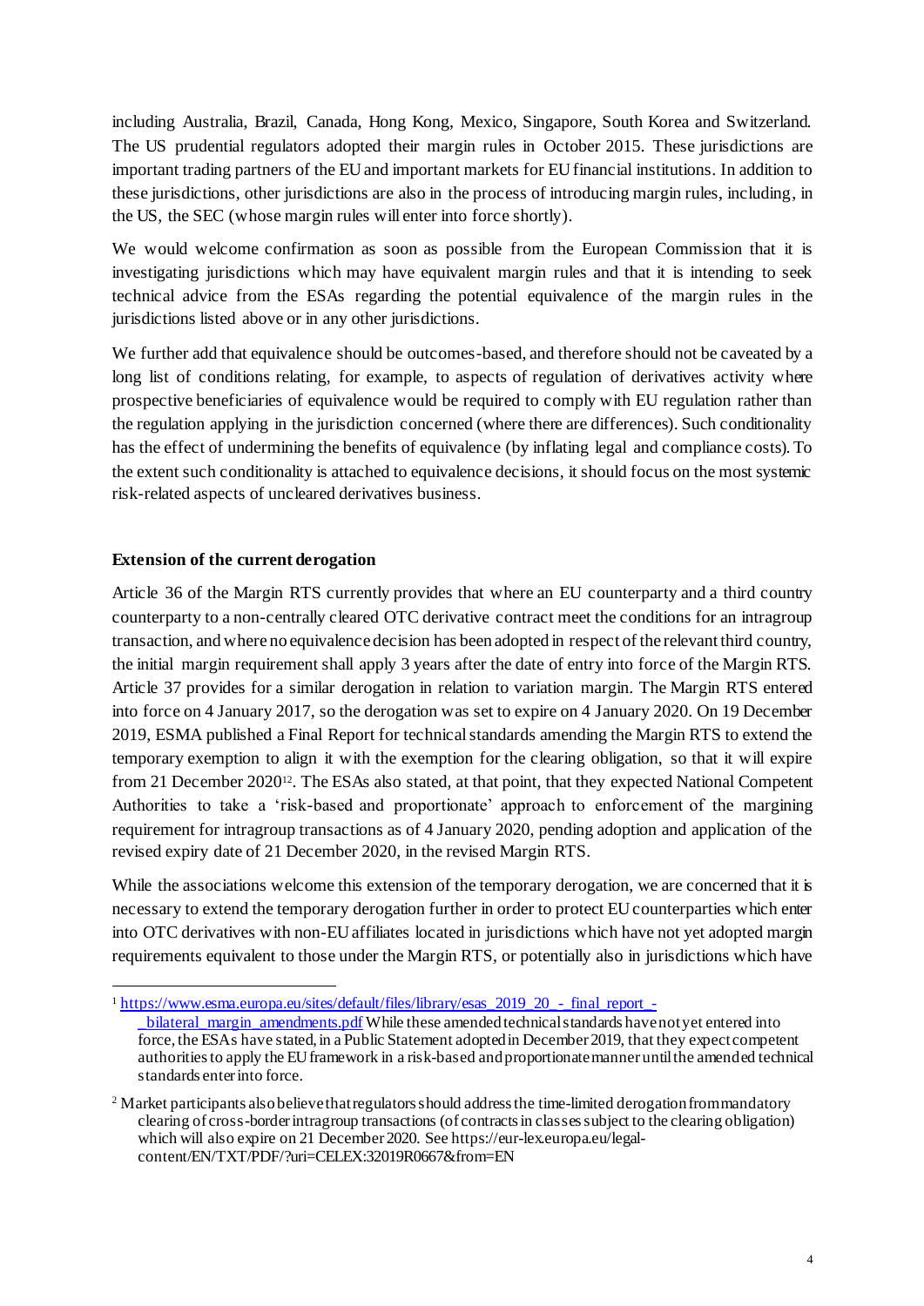including Australia, Brazil, Canada, Hong Kong, Mexico, Singapore, South Korea and Switzerland. The US prudential regulators adopted their margin rules in October 2015. These jurisdictions are important trading partners of the EU and important markets for EU financial institutions. In addition to these jurisdictions, other jurisdictions are also in the process of introducing margin rules, including, in the US, the SEC (whose margin rules will enter into force shortly).

We would welcome confirmation as soon as possible from the European Commission that it is investigating jurisdictions which may have equivalent margin rules and that it is intending to seek technical advice from the ESAs regarding the potential equivalence of the margin rules in the jurisdictions listed above or in any other jurisdictions.

We further add that equivalence should be outcomes-based, and therefore should not be caveated by a long list of conditions relating, for example, to aspects of regulation of derivatives activity where prospective beneficiaries of equivalence would be required to comply with EU regulation rather than the regulation applying in the jurisdiction concerned (where there are differences). Such conditionality has the effect of undermining the benefits of equivalence (by inflating legal and compliance costs). To the extent such conditionality is attached to equivalence decisions, it should focus on the most systemic risk-related aspects of uncleared derivatives business.

**Extension of the current derogation**

Article 36 of the Margin RTS currently provides that where an EU counterparty and a third country counterparty to a non-centrally cleared OTC derivative contract meet the conditions for an intragroup transaction, and where no equivalence decision has been adopted in respect of the relevant third country, the initial margin requirement shall apply 3 years after the date of entry into force of the Margin RTS. Article 37 provides for a similar derogation in relation to variation margin. The Margin RTS entered into force on 4 January 2017, so the derogation was set to expire on 4 January 2020. On 19 December 2019, ESMA published a Final Report for technical standards amending the Margin RTS to extend the temporary exemption to align it with the exemption for the clearing obligation, so that it will expire from 21 December 2020[1][2]. The ESAs also stated, at that point, that they expected National Competent Authorities to take a 'risk-based and proportionate' approach to enforcement of the margining requirement for intragroup transactions as of 4 January 2020, pending adoption and application of the revised expiry date of 21 December 2020, in the revised Margin RTS.

While the associations welcome this extension of the temporary derogation, we are concerned that it is necessary to extend the temporary derogation further in order to protect EU counterparties which enter into OTC derivatives with non-EU affiliates located in jurisdictions which have not yet adopted margin requirements equivalent to those under the Margin RTS, or potentially also in jurisdictions which have

---

[1] https://www.esma.europa.eu/sites/default/files/library/esas_2019_20_-_final_report_-_bilateral_margin_amendments.pdf While these amended technical standards have not yet entered into force, the ESAs have stated, in a Public Statement adopted in December 2019, that they expect competent authorities to apply the EU framework in a risk-based and proportionate manner until the amended technical standards enter into force.

[2] Market participants also believe that regulators should address the time-limited derogation from mandatory clearing of cross-border intragroup transactions (of contracts in classes subject to the clearing obligation) which will also expire on 21 December 2020. See https://eur-lex.europa.eu/legal-content/EN/TXT/PDF/?uri=CELEX:32019R0667&from=EN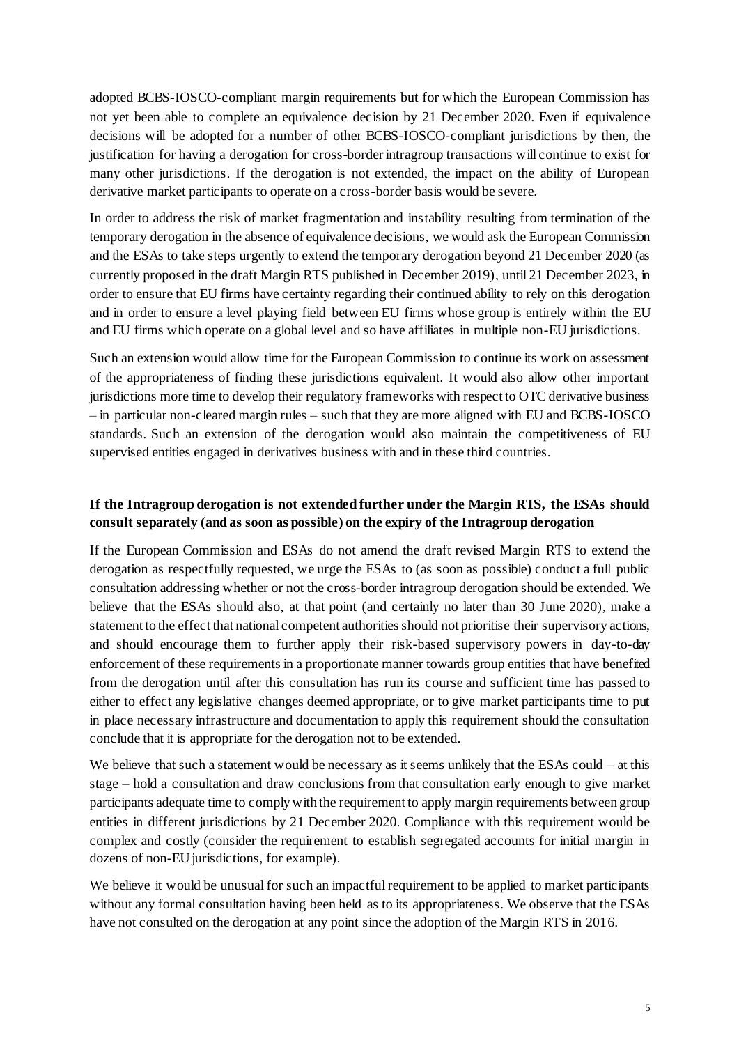adopted BCBS-IOSCO-compliant margin requirements but for which the European Commission has not yet been able to complete an equivalence decision by 21 December 2020. Even if equivalence decisions will be adopted for a number of other BCBS-IOSCO-compliant jurisdictions by then, the justification for having a derogation for cross-border intragroup transactions will continue to exist for many other jurisdictions. If the derogation is not extended, the impact on the ability of European derivative market participants to operate on a cross-border basis would be severe.

In order to address the risk of market fragmentation and instability resulting from termination of the temporary derogation in the absence of equivalence decisions, we would ask the European Commission and the ESAs to take steps urgently to extend the temporary derogation beyond 21 December 2020 (as currently proposed in the draft Margin RTS published in December 2019), until 21 December 2023, in order to ensure that EU firms have certainty regarding their continued ability to rely on this derogation and in order to ensure a level playing field between EU firms whose group is entirely within the EU and EU firms which operate on a global level and so have affiliates in multiple non-EU jurisdictions.

Such an extension would allow time for the European Commission to continue its work on assessment of the appropriateness of finding these jurisdictions equivalent. It would also allow other important jurisdictions more time to develop their regulatory frameworks with respect to OTC derivative business – in particular non-cleared margin rules – such that they are more aligned with EU and BCBS-IOSCO standards. Such an extension of the derogation would also maintain the competitiveness of EU supervised entities engaged in derivatives business with and in these third countries.

**If the Intragroup derogation is not extended further under the Margin RTS, the ESAs should consult separately (and as soon as possible) on the expiry of the Intragroup derogation**

If the European Commission and ESAs do not amend the draft revised Margin RTS to extend the derogation as respectfully requested, we urge the ESAs to (as soon as possible) conduct a full public consultation addressing whether or not the cross-border intragroup derogation should be extended. We believe that the ESAs should also, at that point (and certainly no later than 30 June 2020), make a statement to the effect that national competent authorities should not prioritise their supervisory actions, and should encourage them to further apply their risk-based supervisory powers in day-to-day enforcement of these requirements in a proportionate manner towards group entities that have benefited from the derogation until after this consultation has run its course and sufficient time has passed to either to effect any legislative changes deemed appropriate, or to give market participants time to put in place necessary infrastructure and documentation to apply this requirement should the consultation conclude that it is appropriate for the derogation not to be extended.

We believe that such a statement would be necessary as it seems unlikely that the ESAs could – at this stage – hold a consultation and draw conclusions from that consultation early enough to give market participants adequate time to comply with the requirement to apply margin requirements between group entities in different jurisdictions by 21 December 2020. Compliance with this requirement would be complex and costly (consider the requirement to establish segregated accounts for initial margin in dozens of non-EU jurisdictions, for example).

We believe it would be unusual for such an impactful requirement to be applied to market participants without any formal consultation having been held as to its appropriateness. We observe that the ESAs have not consulted on the derogation at any point since the adoption of the Margin RTS in 2016.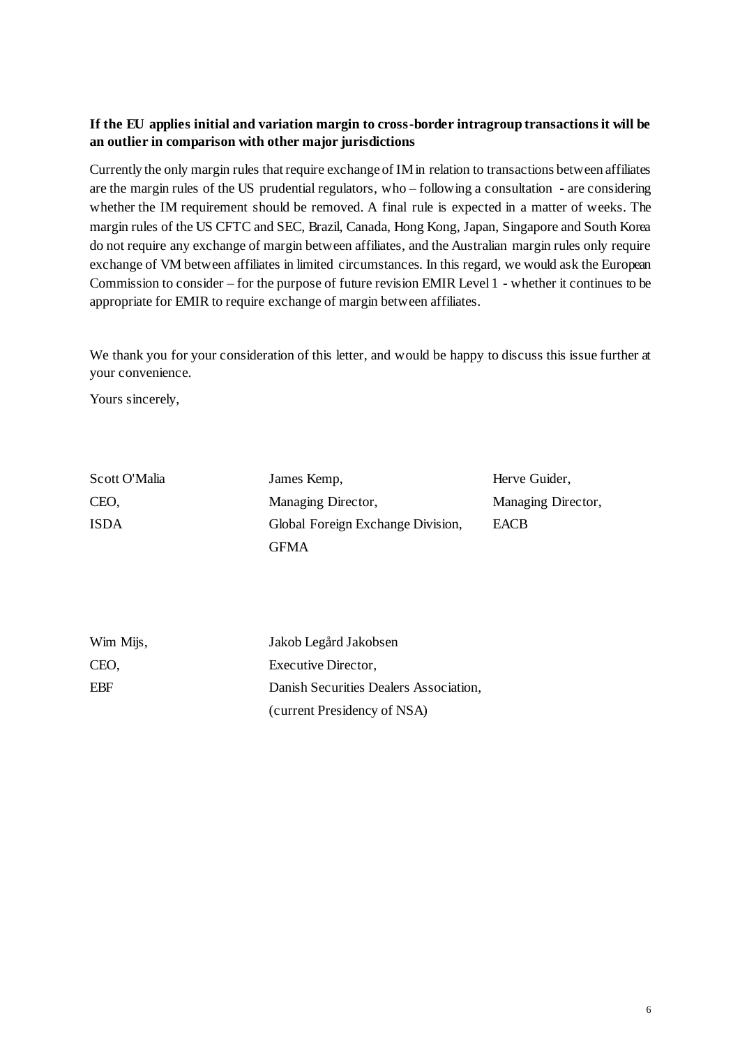**If the EU applies initial and variation margin to cross-border intragroup transactions it will be an outlier in comparison with other major jurisdictions**

Currently the only margin rules that require exchange of IM in relation to transactions between affiliates are the margin rules of the US prudential regulators, who – following a consultation - are considering whether the IM requirement should be removed. A final rule is expected in a matter of weeks. The margin rules of the US CFTC and SEC, Brazil, Canada, Hong Kong, Japan, Singapore and South Korea do not require any exchange of margin between affiliates, and the Australian margin rules only require exchange of VM between affiliates in limited circumstances. In this regard, we would ask the European Commission to consider – for the purpose of future revision EMIR Level 1 - whether it continues to be appropriate for EMIR to require exchange of margin between affiliates.

We thank you for your consideration of this letter, and would be happy to discuss this issue further at your convenience.

Yours sincerely,

Scott O'Malia
CEO,
ISDA

James Kemp,
Managing Director,
Global Foreign Exchange Division,
GFMA

Herve Guider,
Managing Director,
EACB

Wim Mijs,
CEO,
EBF

Jakob Legård Jakobsen
Executive Director,
Danish Securities Dealers Association,
(current Presidency of NSA)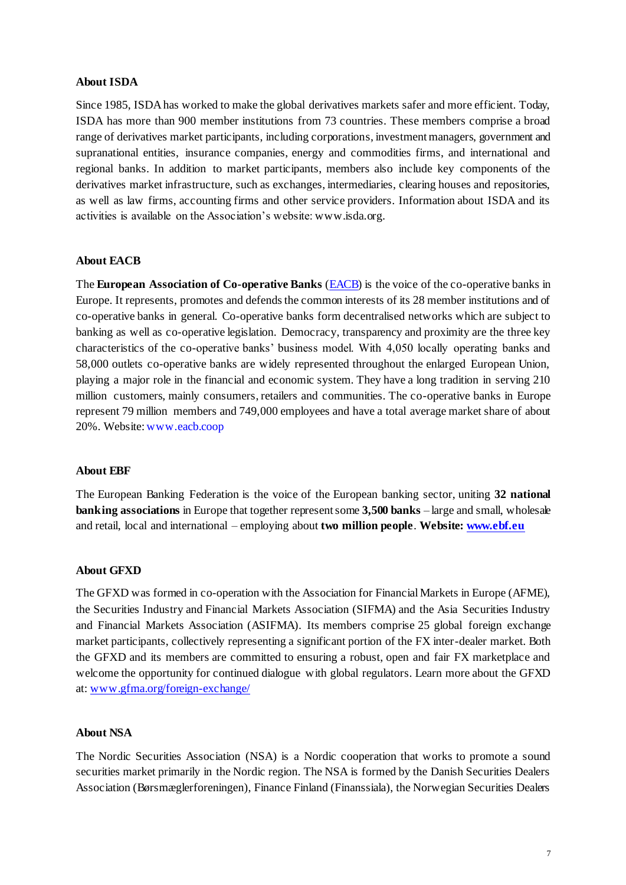**About ISDA**

Since 1985, ISDA has worked to make the global derivatives markets safer and more efficient. Today, ISDA has more than 900 member institutions from 73 countries. These members comprise a broad range of derivatives market participants, including corporations, investment managers, government and supranational entities, insurance companies, energy and commodities firms, and international and regional banks. In addition to market participants, members also include key components of the derivatives market infrastructure, such as exchanges, intermediaries, clearing houses and repositories, as well as law firms, accounting firms and other service providers. Information about ISDA and its activities is available on the Association's website: www.isda.org.

**About EACB**

The **European Association of Co-operative Banks** (EACB) is the voice of the co-operative banks in Europe. It represents, promotes and defends the common interests of its 28 member institutions and of co-operative banks in general. Co-operative banks form decentralised networks which are subject to banking as well as co-operative legislation. Democracy, transparency and proximity are the three key characteristics of the co-operative banks' business model. With 4,050 locally operating banks and 58,000 outlets co-operative banks are widely represented throughout the enlarged European Union, playing a major role in the financial and economic system. They have a long tradition in serving 210 million customers, mainly consumers, retailers and communities. The co-operative banks in Europe represent 79 million members and 749,000 employees and have a total average market share of about 20%. Website: www.eacb.coop

**About EBF**

The European Banking Federation is the voice of the European banking sector, uniting **32 national banking associations** in Europe that together represent some **3,500 banks** – large and small, wholesale and retail, local and international – employing about **two million people**. **Website: www.ebf.eu**

**About GFXD**

The GFXD was formed in co-operation with the Association for Financial Markets in Europe (AFME), the Securities Industry and Financial Markets Association (SIFMA) and the Asia Securities Industry and Financial Markets Association (ASIFMA). Its members comprise 25 global foreign exchange market participants, collectively representing a significant portion of the FX inter-dealer market. Both the GFXD and its members are committed to ensuring a robust, open and fair FX marketplace and welcome the opportunity for continued dialogue with global regulators. Learn more about the GFXD at: www.gfma.org/foreign-exchange/

**About NSA**

The Nordic Securities Association (NSA) is a Nordic cooperation that works to promote a sound securities market primarily in the Nordic region. The NSA is formed by the Danish Securities Dealers Association (Børsmæglerforeningen), Finance Finland (Finanssiala), the Norwegian Securities Dealers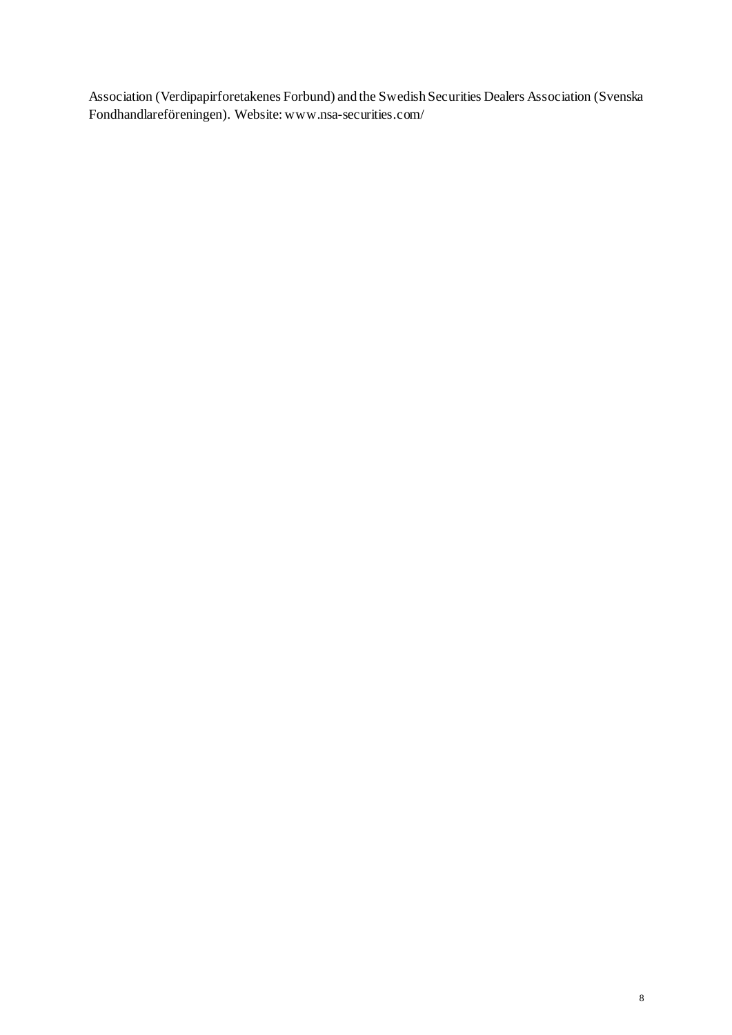Association (Verdipapirforetakenes Forbund) and the Swedish Securities Dealers Association (Svenska Fondhandlareföreningen). Website: www.nsa-securities.com/